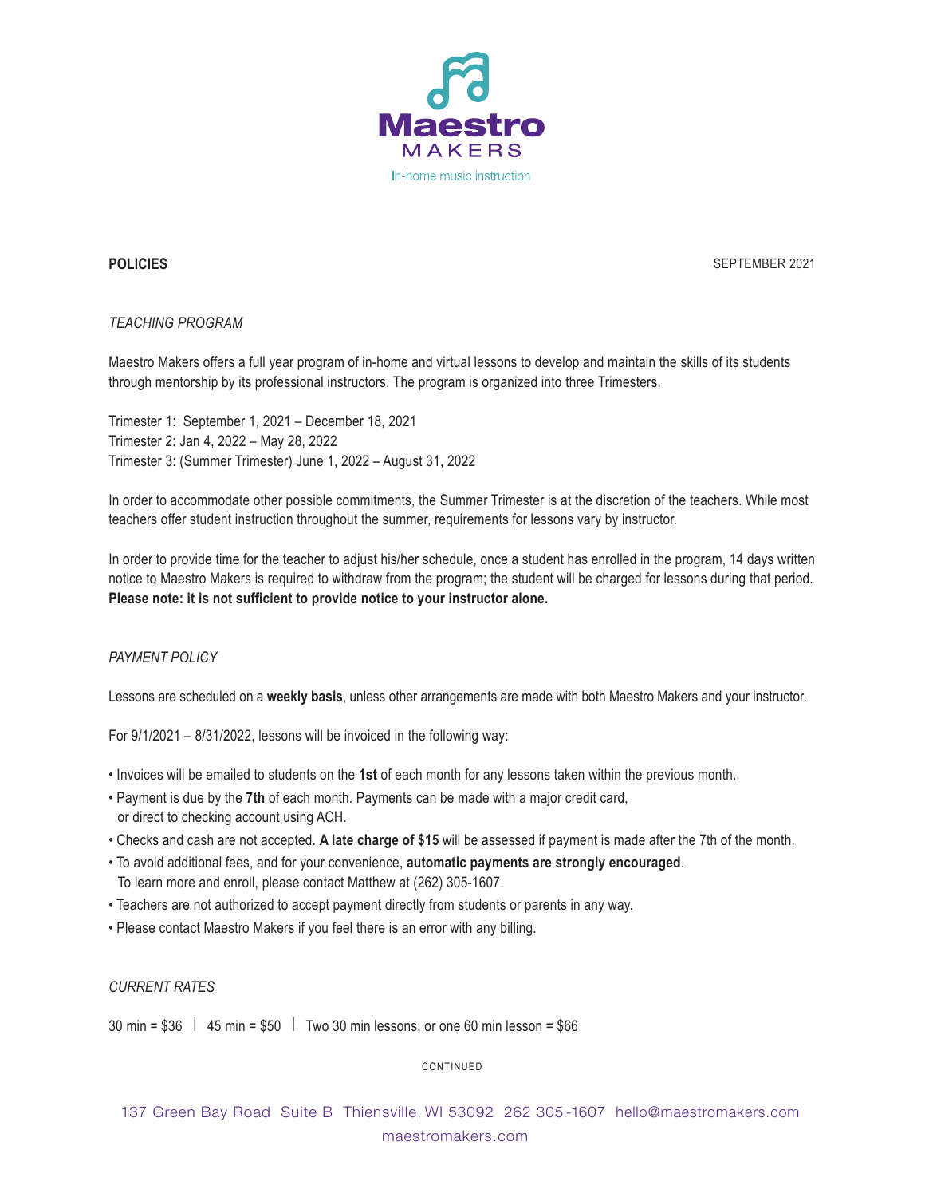# Maestro MAKERS

In-home music instruction

**POLICIES** SEPTEMBER 2021

*TEACHING PROGRAM*

Maestro Makers offers a full year program of in-home and virtual lessons to develop and maintain the skills of its students through mentorship by its professional instructors. The program is organized into three Trimesters.

Trimester 1: September 1, 2021 – December 18, 2021
Trimester 2: Jan 4, 2022 – May 28, 2022
Trimester 3: (Summer Trimester) June 1, 2022 – August 31, 2022

In order to accommodate other possible commitments, the Summer Trimester is at the discretion of the teachers. While most teachers offer student instruction throughout the summer, requirements for lessons vary by instructor.

In order to provide time for the teacher to adjust his/her schedule, once a student has enrolled in the program, 14 days written notice to Maestro Makers is required to withdraw from the program; the student will be charged for lessons during that period. **Please note: it is not sufficient to provide notice to your instructor alone.**

*PAYMENT POLICY*

Lessons are scheduled on a **weekly basis**, unless other arrangements are made with both Maestro Makers and your instructor.

For 9/1/2021 – 8/31/2022, lessons will be invoiced in the following way:

- Invoices will be emailed to students on the **1st** of each month for any lessons taken within the previous month.
- Payment is due by the **7th** of each month. Payments can be made with a major credit card, or direct to checking account using ACH.
- Checks and cash are not accepted. **A late charge of $15** will be assessed if payment is made after the 7th of the month.
- To avoid additional fees, and for your convenience, **automatic payments are strongly encouraged**. To learn more and enroll, please contact Matthew at (262) 305-1607.
- Teachers are not authorized to accept payment directly from students or parents in any way.
- Please contact Maestro Makers if you feel there is an error with any billing.

*CURRENT RATES*

30 min = $36 | 45 min = $50 | Two 30 min lessons, or one 60 min lesson = $66

CONTINUED

137 Green Bay Road Suite B Thiensville, WI 53092 262 305-1607 hello@maestromakers.com maestromakers.com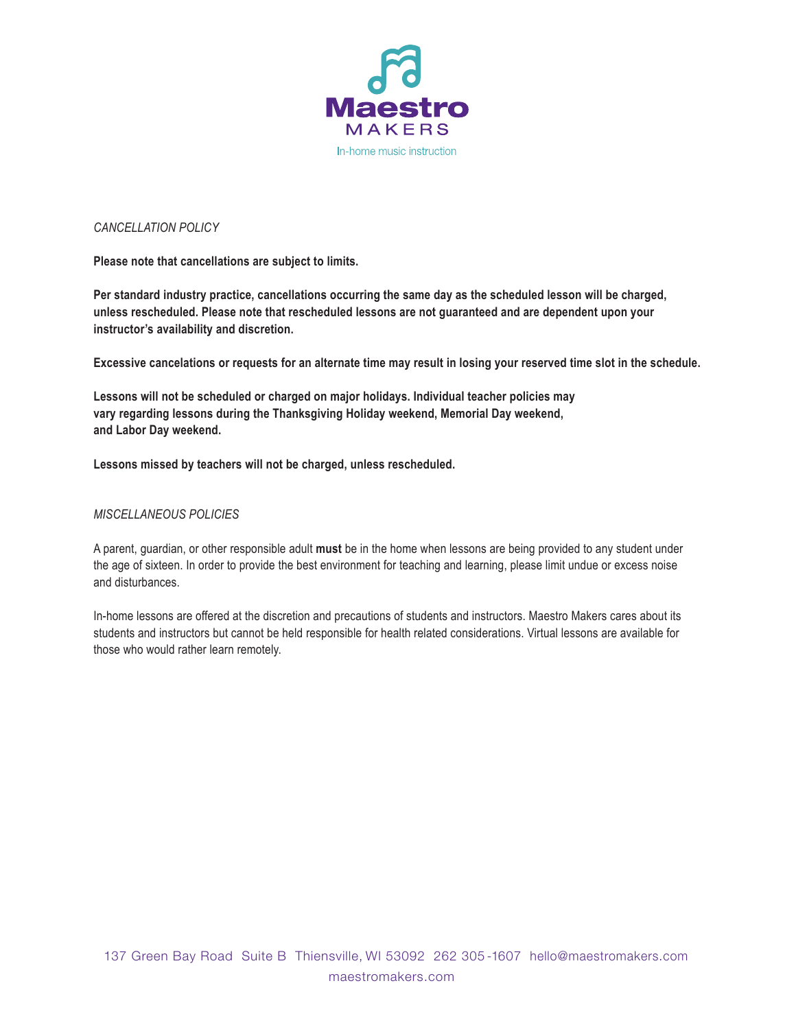Maestro MAKERS

In-home music instruction

*CANCELLATION POLICY*

**Please note that cancellations are subject to limits.**

**Per standard industry practice, cancellations occurring the same day as the scheduled lesson will be charged, unless rescheduled. Please note that rescheduled lessons are not guaranteed and are dependent upon your instructor's availability and discretion.**

**Excessive cancelations or requests for an alternate time may result in losing your reserved time slot in the schedule.**

**Lessons will not be scheduled or charged on major holidays. Individual teacher policies may vary regarding lessons during the Thanksgiving Holiday weekend, Memorial Day weekend, and Labor Day weekend.**

**Lessons missed by teachers will not be charged, unless rescheduled.**

*MISCELLANEOUS POLICIES*

A parent, guardian, or other responsible adult **must** be in the home when lessons are being provided to any student under the age of sixteen. In order to provide the best environment for teaching and learning, please limit undue or excess noise and disturbances.

In-home lessons are offered at the discretion and precautions of students and instructors. Maestro Makers cares about its students and instructors but cannot be held responsible for health related considerations. Virtual lessons are available for those who would rather learn remotely.

137 Green Bay Road Suite B Thiensville, WI 53092 262 305-1607 hello@maestromakers.com
maestromakers.com